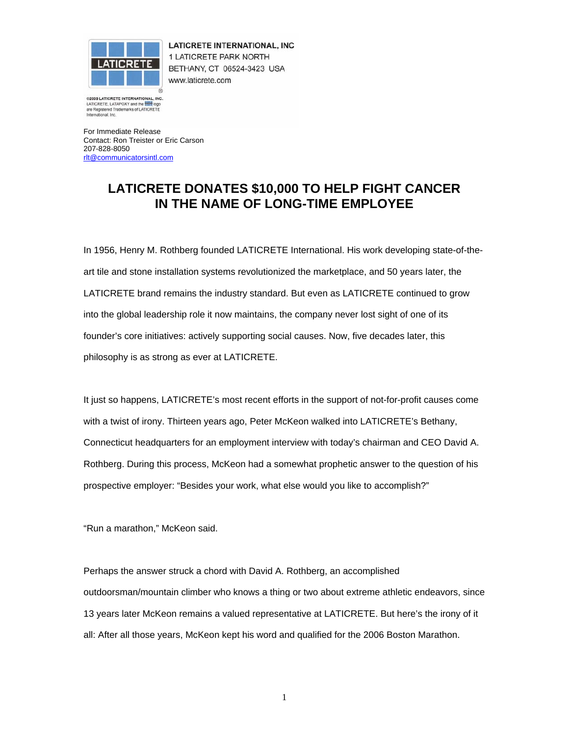LATICRETE INTERNATIONAL, INC
1 LATICRETE PARK NORTH
BETHANY, CT 06524-3423 USA
www.laticrete.com

©2005 LATICRETE INTERNATIONAL, INC. LATICRETE, LATAPOXY and the logo are Registered Trademarks of LATICRETE International, Inc.

For Immediate Release
Contact: Ron Treister or Eric Carson
207-828-8050
rlt@communicatorsintl.com

# LATICRETE DONATES $10,000 TO HELP FIGHT CANCER IN THE NAME OF LONG-TIME EMPLOYEE

In 1956, Henry M. Rothberg founded LATICRETE International. His work developing state-of-the-art tile and stone installation systems revolutionized the marketplace, and 50 years later, the LATICRETE brand remains the industry standard. But even as LATICRETE continued to grow into the global leadership role it now maintains, the company never lost sight of one of its founder's core initiatives: actively supporting social causes. Now, five decades later, this philosophy is as strong as ever at LATICRETE.

It just so happens, LATICRETE's most recent efforts in the support of not-for-profit causes come with a twist of irony. Thirteen years ago, Peter McKeon walked into LATICRETE's Bethany, Connecticut headquarters for an employment interview with today's chairman and CEO David A. Rothberg. During this process, McKeon had a somewhat prophetic answer to the question of his prospective employer: "Besides your work, what else would you like to accomplish?"

"Run a marathon," McKeon said.

Perhaps the answer struck a chord with David A. Rothberg, an accomplished outdoorsman/mountain climber who knows a thing or two about extreme athletic endeavors, since 13 years later McKeon remains a valued representative at LATICRETE. But here's the irony of it all: After all those years, McKeon kept his word and qualified for the 2006 Boston Marathon.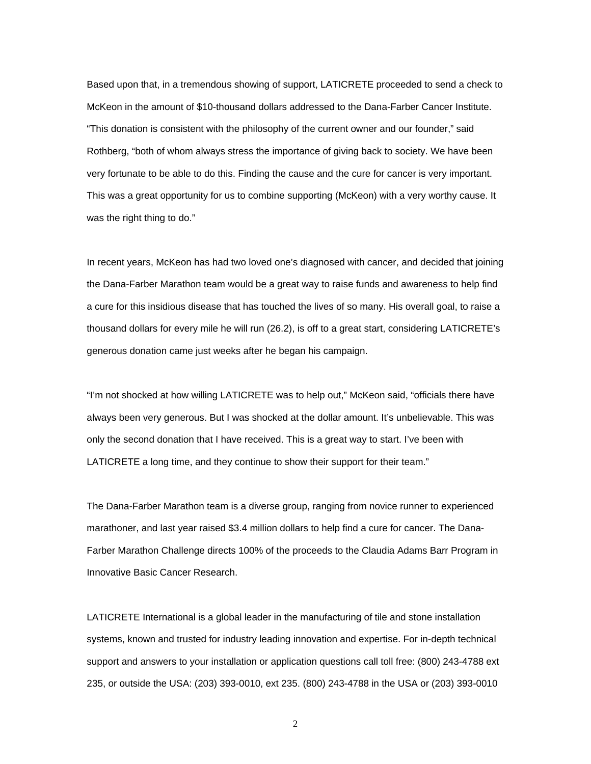Based upon that, in a tremendous showing of support, LATICRETE proceeded to send a check to McKeon in the amount of $10-thousand dollars addressed to the Dana-Farber Cancer Institute. "This donation is consistent with the philosophy of the current owner and our founder," said Rothberg, "both of whom always stress the importance of giving back to society. We have been very fortunate to be able to do this. Finding the cause and the cure for cancer is very important. This was a great opportunity for us to combine supporting (McKeon) with a very worthy cause. It was the right thing to do."

In recent years, McKeon has had two loved one's diagnosed with cancer, and decided that joining the Dana-Farber Marathon team would be a great way to raise funds and awareness to help find a cure for this insidious disease that has touched the lives of so many. His overall goal, to raise a thousand dollars for every mile he will run (26.2), is off to a great start, considering LATICRETE's generous donation came just weeks after he began his campaign.

"I'm not shocked at how willing LATICRETE was to help out," McKeon said, "officials there have always been very generous. But I was shocked at the dollar amount. It's unbelievable. This was only the second donation that I have received. This is a great way to start. I've been with LATICRETE a long time, and they continue to show their support for their team."

The Dana-Farber Marathon team is a diverse group, ranging from novice runner to experienced marathoner, and last year raised $3.4 million dollars to help find a cure for cancer. The Dana-Farber Marathon Challenge directs 100% of the proceeds to the Claudia Adams Barr Program in Innovative Basic Cancer Research.

LATICRETE International is a global leader in the manufacturing of tile and stone installation systems, known and trusted for industry leading innovation and expertise. For in-depth technical support and answers to your installation or application questions call toll free: (800) 243-4788 ext 235, or outside the USA: (203) 393-0010, ext 235. (800) 243-4788 in the USA or (203) 393-0010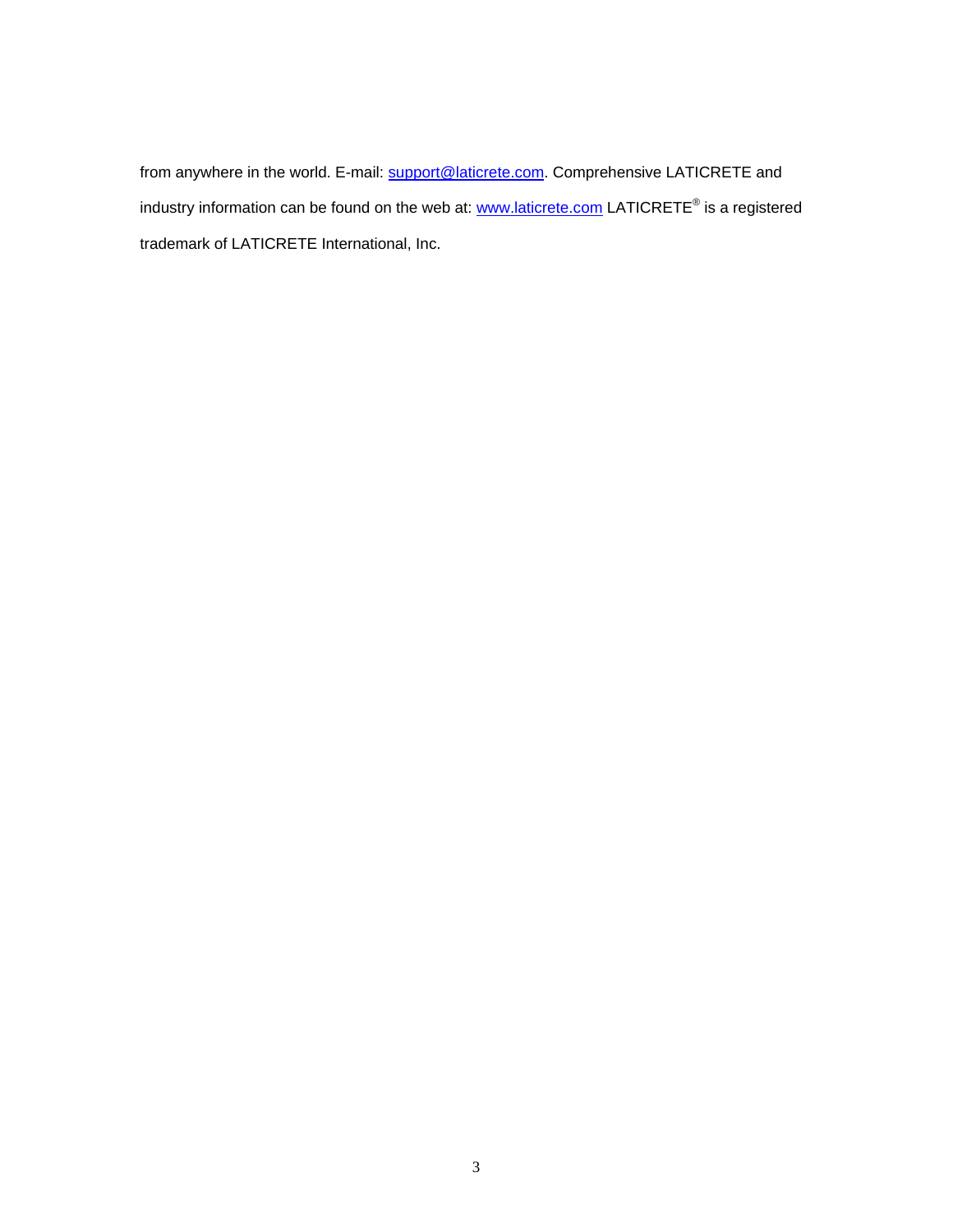from anywhere in the world. E-mail: support@laticrete.com. Comprehensive LATICRETE and industry information can be found on the web at: www.laticrete.com LATICRETE® is a registered trademark of LATICRETE International, Inc.